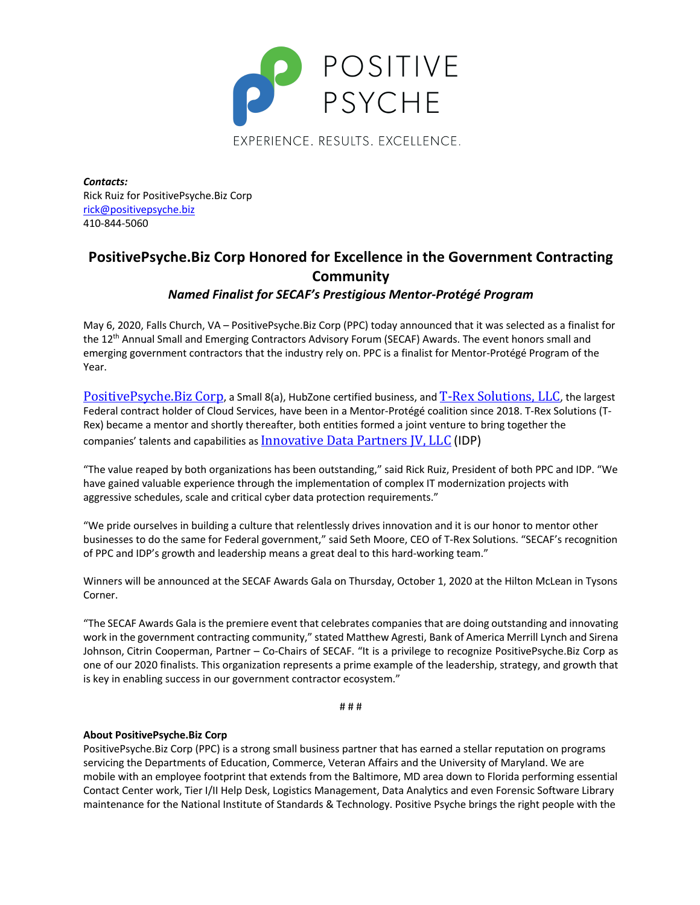POSITIVE PSYCHE

EXPERIENCE. RESULTS. EXCELLENCE.

***Contacts:***
Rick Ruiz for PositivePsyche.Biz Corp
rick@positivepsyche.biz
410-844-5060

## PositivePsyche.Biz Corp Honored for Excellence in the Government Contracting Community

***Named Finalist for SECAF's Prestigious Mentor-Protégé Program***

May 6, 2020, Falls Church, VA – PositivePsyche.Biz Corp (PPC) today announced that it was selected as a finalist for the 12th Annual Small and Emerging Contractors Advisory Forum (SECAF) Awards. The event honors small and emerging government contractors that the industry rely on. PPC is a finalist for Mentor-Protégé Program of the Year.

PositivePsyche.Biz Corp, a Small 8(a), HubZone certified business, and T-Rex Solutions, LLC, the largest Federal contract holder of Cloud Services, have been in a Mentor-Protégé coalition since 2018. T-Rex Solutions (T-Rex) became a mentor and shortly thereafter, both entities formed a joint venture to bring together the companies' talents and capabilities as Innovative Data Partners JV, LLC (IDP)

"The value reaped by both organizations has been outstanding," said Rick Ruiz, President of both PPC and IDP. "We have gained valuable experience through the implementation of complex IT modernization projects with aggressive schedules, scale and critical cyber data protection requirements."

"We pride ourselves in building a culture that relentlessly drives innovation and it is our honor to mentor other businesses to do the same for Federal government," said Seth Moore, CEO of T-Rex Solutions. "SECAF's recognition of PPC and IDP's growth and leadership means a great deal to this hard-working team."

Winners will be announced at the SECAF Awards Gala on Thursday, October 1, 2020 at the Hilton McLean in Tysons Corner.

"The SECAF Awards Gala is the premiere event that celebrates companies that are doing outstanding and innovating work in the government contracting community," stated Matthew Agresti, Bank of America Merrill Lynch and Sirena Johnson, Citrin Cooperman, Partner – Co-Chairs of SECAF. "It is a privilege to recognize PositivePsyche.Biz Corp as one of our 2020 finalists. This organization represents a prime example of the leadership, strategy, and growth that is key in enabling success in our government contractor ecosystem."

# # #

**About PositivePsyche.Biz Corp**
PositivePsyche.Biz Corp (PPC) is a strong small business partner that has earned a stellar reputation on programs servicing the Departments of Education, Commerce, Veteran Affairs and the University of Maryland. We are mobile with an employee footprint that extends from the Baltimore, MD area down to Florida performing essential Contact Center work, Tier I/II Help Desk, Logistics Management, Data Analytics and even Forensic Software Library maintenance for the National Institute of Standards & Technology. Positive Psyche brings the right people with the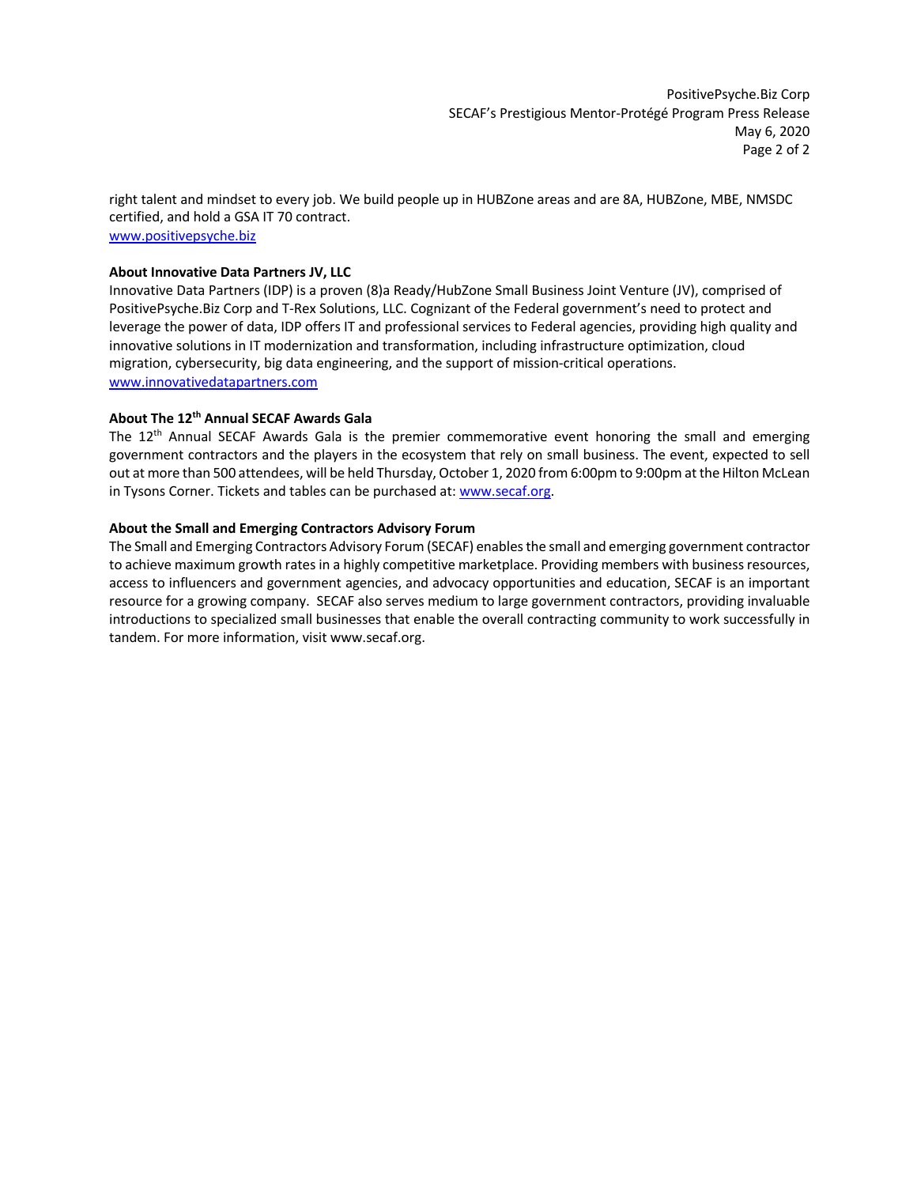right talent and mindset to every job. We build people up in HUBZone areas and are 8A, HUBZone, MBE, NMSDC certified, and hold a GSA IT 70 contract.
www.positivepsyche.biz

**About Innovative Data Partners JV, LLC**
Innovative Data Partners (IDP) is a proven (8)a Ready/HubZone Small Business Joint Venture (JV), comprised of PositivePsyche.Biz Corp and T-Rex Solutions, LLC. Cognizant of the Federal government's need to protect and leverage the power of data, IDP offers IT and professional services to Federal agencies, providing high quality and innovative solutions in IT modernization and transformation, including infrastructure optimization, cloud migration, cybersecurity, big data engineering, and the support of mission-critical operations.
www.innovativedatapartners.com

**About The 12th Annual SECAF Awards Gala**
The 12th Annual SECAF Awards Gala is the premier commemorative event honoring the small and emerging government contractors and the players in the ecosystem that rely on small business. The event, expected to sell out at more than 500 attendees, will be held Thursday, October 1, 2020 from 6:00pm to 9:00pm at the Hilton McLean in Tysons Corner. Tickets and tables can be purchased at: www.secaf.org.

**About the Small and Emerging Contractors Advisory Forum**
The Small and Emerging Contractors Advisory Forum (SECAF) enables the small and emerging government contractor to achieve maximum growth rates in a highly competitive marketplace. Providing members with business resources, access to influencers and government agencies, and advocacy opportunities and education, SECAF is an important resource for a growing company. SECAF also serves medium to large government contractors, providing invaluable introductions to specialized small businesses that enable the overall contracting community to work successfully in tandem. For more information, visit www.secaf.org.